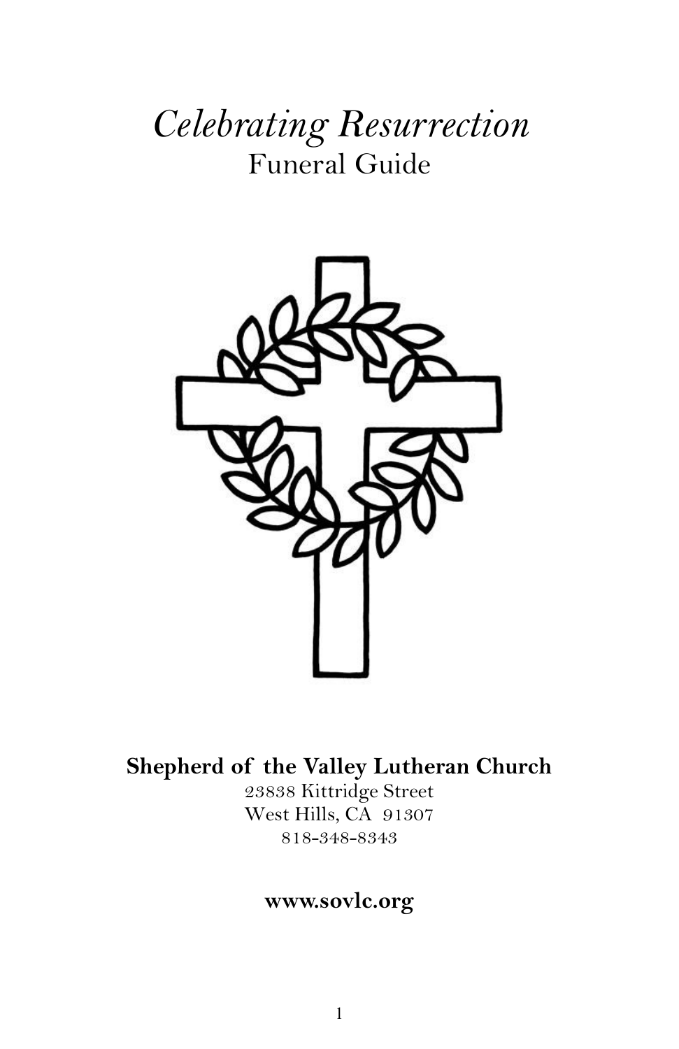# *Celebrating Resurrection*
## Funeral Guide

**Shepherd of the Valley Lutheran Church**
23838 Kittridge Street
West Hills, CA 91307
818-348-8343

**www.sovlc.org**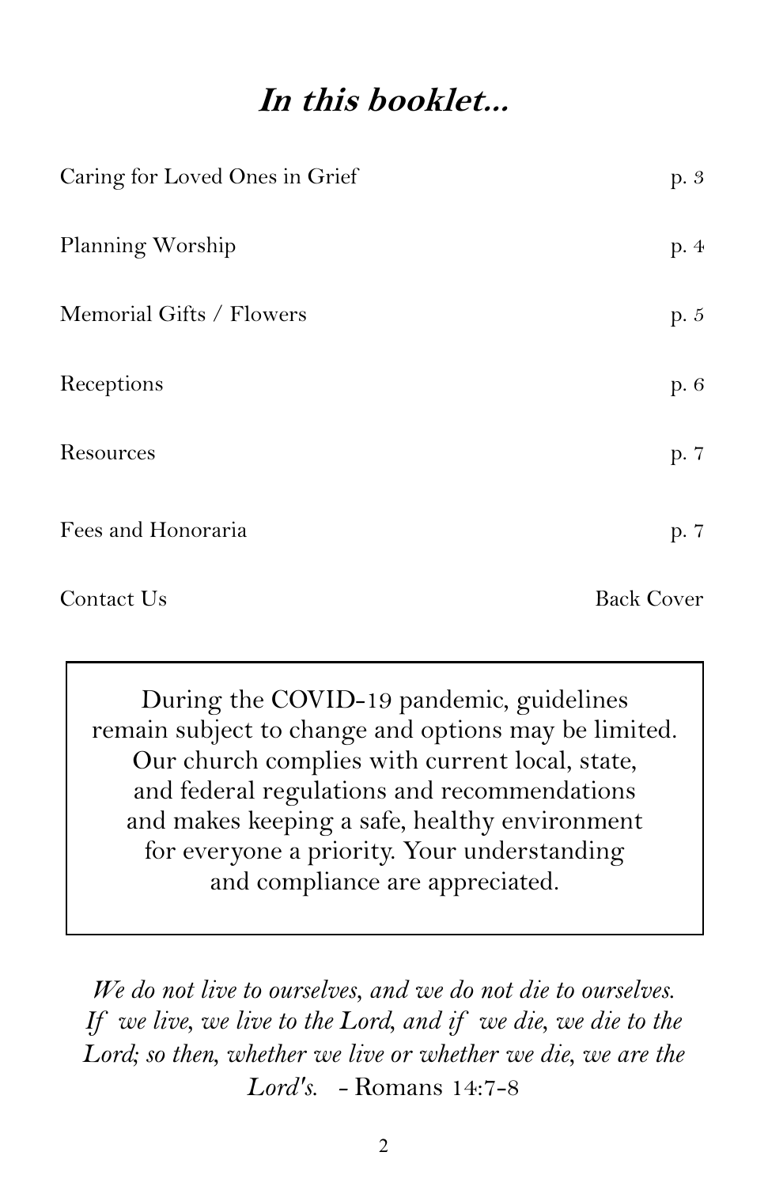## *In this booklet...*

| | |
|---|---|
| Caring for Loved Ones in Grief | p. 3 |
| Planning Worship | p. 4 |
| Memorial Gifts / Flowers | p. 5 |
| Receptions | p. 6 |
| Resources | p. 7 |
| Fees and Honoraria | p. 7 |
| Contact Us | Back Cover |

During the COVID-19 pandemic, guidelines remain subject to change and options may be limited. Our church complies with current local, state, and federal regulations and recommendations and makes keeping a safe, healthy environment for everyone a priority. Your understanding and compliance are appreciated.

*We do not live to ourselves, and we do not die to ourselves. If we live, we live to the Lord, and if we die, we die to the Lord; so then, whether we live or whether we die, we are the Lord's.* - Romans 14:7-8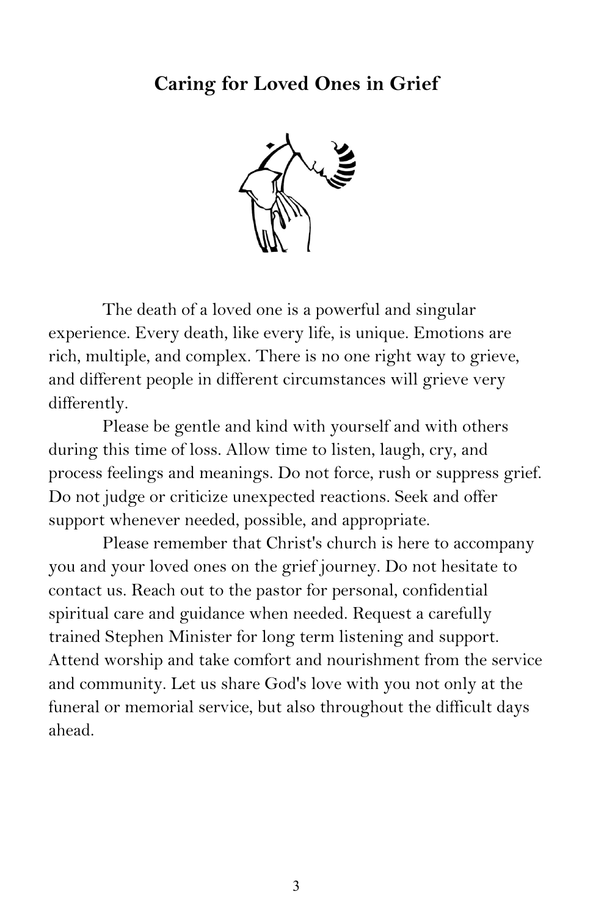## Caring for Loved Ones in Grief

The death of a loved one is a powerful and singular experience. Every death, like every life, is unique. Emotions are rich, multiple, and complex. There is no one right way to grieve, and different people in different circumstances will grieve very differently.

Please be gentle and kind with yourself and with others during this time of loss. Allow time to listen, laugh, cry, and process feelings and meanings. Do not force, rush or suppress grief. Do not judge or criticize unexpected reactions. Seek and offer support whenever needed, possible, and appropriate.

Please remember that Christ's church is here to accompany you and your loved ones on the grief journey. Do not hesitate to contact us. Reach out to the pastor for personal, confidential spiritual care and guidance when needed. Request a carefully trained Stephen Minister for long term listening and support. Attend worship and take comfort and nourishment from the service and community. Let us share God's love with you not only at the funeral or memorial service, but also throughout the difficult days ahead.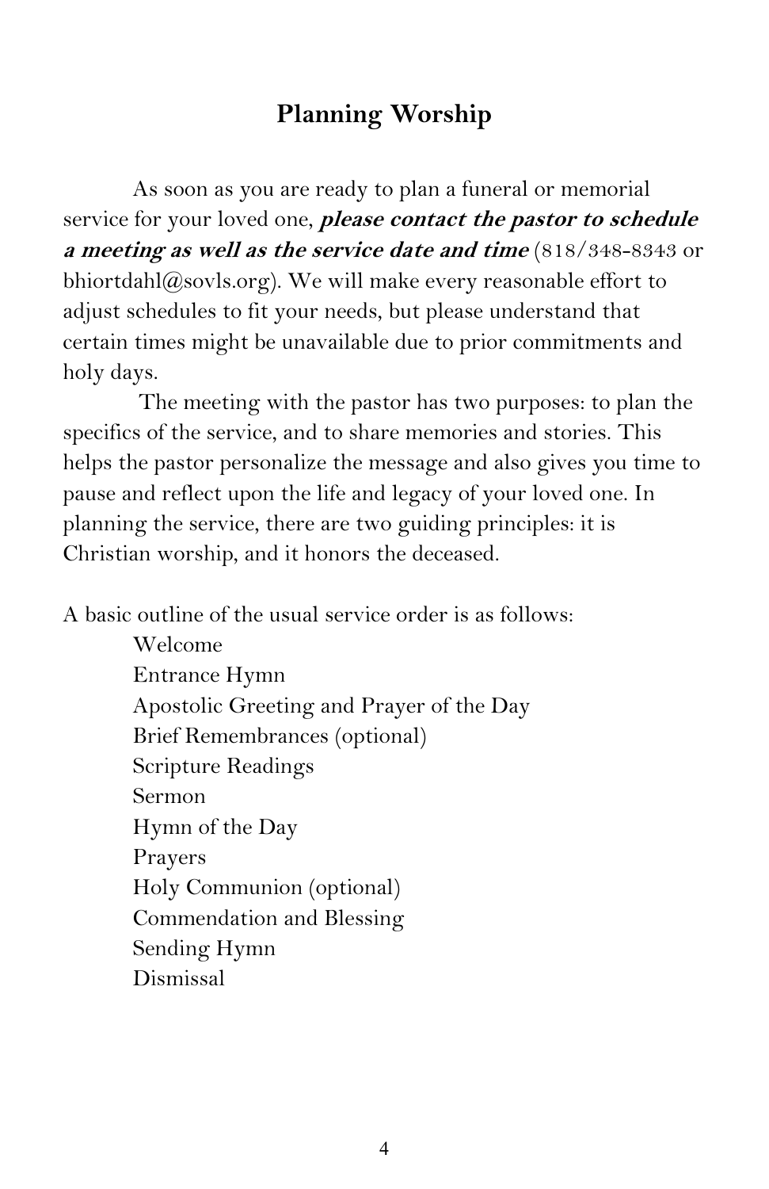## Planning Worship

As soon as you are ready to plan a funeral or memorial service for your loved one, ***please contact the pastor to schedule a meeting as well as the service date and time*** (818/348-8343 or bhiortdahl@sovls.org). We will make every reasonable effort to adjust schedules to fit your needs, but please understand that certain times might be unavailable due to prior commitments and holy days.

The meeting with the pastor has two purposes: to plan the specifics of the service, and to share memories and stories. This helps the pastor personalize the message and also gives you time to pause and reflect upon the life and legacy of your loved one. In planning the service, there are two guiding principles: it is Christian worship, and it honors the deceased.

A basic outline of the usual service order is as follows:

- Welcome
- Entrance Hymn
- Apostolic Greeting and Prayer of the Day
- Brief Remembrances (optional)
- Scripture Readings
- Sermon
- Hymn of the Day
- Prayers
- Holy Communion (optional)
- Commendation and Blessing
- Sending Hymn
- Dismissal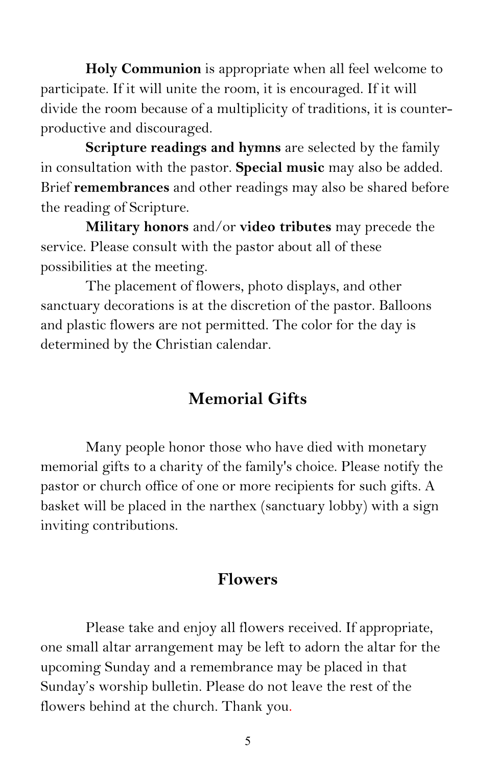**Holy Communion** is appropriate when all feel welcome to participate. If it will unite the room, it is encouraged. If it will divide the room because of a multiplicity of traditions, it is counter-productive and discouraged.

**Scripture readings and hymns** are selected by the family in consultation with the pastor. **Special music** may also be added. Brief **remembrances** and other readings may also be shared before the reading of Scripture.

**Military honors** and/or **video tributes** may precede the service. Please consult with the pastor about all of these possibilities at the meeting.

The placement of flowers, photo displays, and other sanctuary decorations is at the discretion of the pastor. Balloons and plastic flowers are not permitted. The color for the day is determined by the Christian calendar.

## Memorial Gifts

Many people honor those who have died with monetary memorial gifts to a charity of the family's choice. Please notify the pastor or church office of one or more recipients for such gifts. A basket will be placed in the narthex (sanctuary lobby) with a sign inviting contributions.

## Flowers

Please take and enjoy all flowers received. If appropriate, one small altar arrangement may be left to adorn the altar for the upcoming Sunday and a remembrance may be placed in that Sunday's worship bulletin. Please do not leave the rest of the flowers behind at the church. Thank you.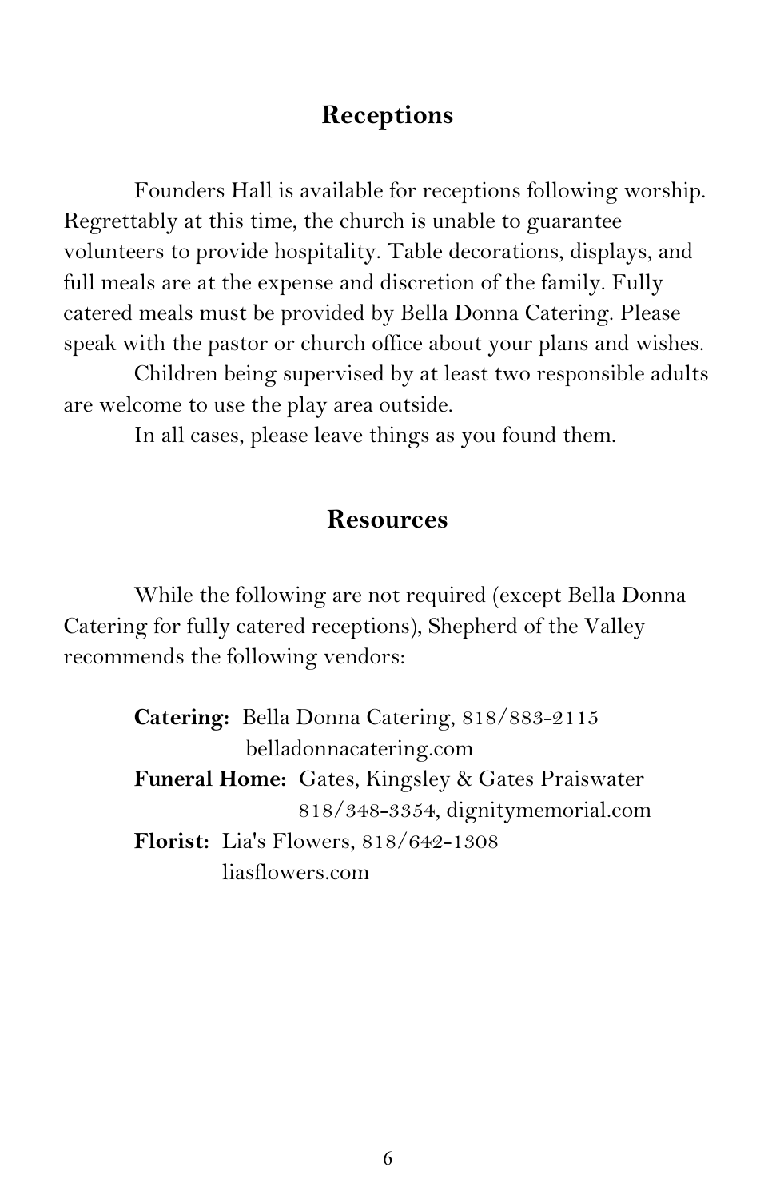## Receptions

Founders Hall is available for receptions following worship. Regrettably at this time, the church is unable to guarantee volunteers to provide hospitality. Table decorations, displays, and full meals are at the expense and discretion of the family. Fully catered meals must be provided by Bella Donna Catering. Please speak with the pastor or church office about your plans and wishes.

Children being supervised by at least two responsible adults are welcome to use the play area outside.

In all cases, please leave things as you found them.

## Resources

While the following are not required (except Bella Donna Catering for fully catered receptions), Shepherd of the Valley recommends the following vendors:

**Catering:** Bella Donna Catering, 818/883-2115
belladonnacatering.com

**Funeral Home:** Gates, Kingsley & Gates Praiswater
818/348-3354, dignitymemorial.com

**Florist:** Lia's Flowers, 818/642-1308
liasflowers.com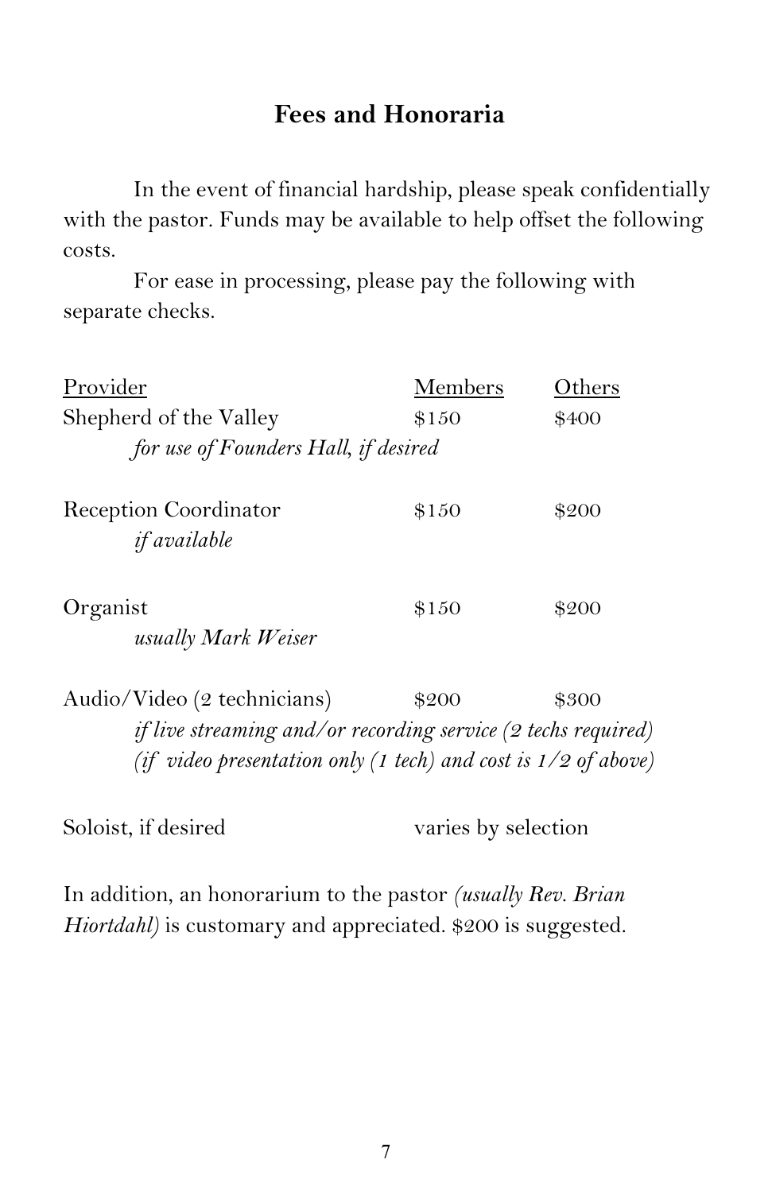## Fees and Honoraria

In the event of financial hardship, please speak confidentially with the pastor. Funds may be available to help offset the following costs.

For ease in processing, please pay the following with separate checks.

| Provider | Members | Others |
|---|---|---|
| Shepherd of the Valley<br>*for use of Founders Hall, if desired* | $150 | $400 |
| Reception Coordinator<br>*if available* | $150 | $200 |
| Organist<br>*usually Mark Weiser* | $150 | $200 |
| Audio/Video (2 technicians)<br>*if live streaming and/or recording service (2 techs required)*<br>*(if video presentation only (1 tech) and cost is 1/2 of above)* | $200 | $300 |
| Soloist, if desired | varies by selection | |

In addition, an honorarium to the pastor *(usually Rev. Brian Hiortdahl)* is customary and appreciated. $200 is suggested.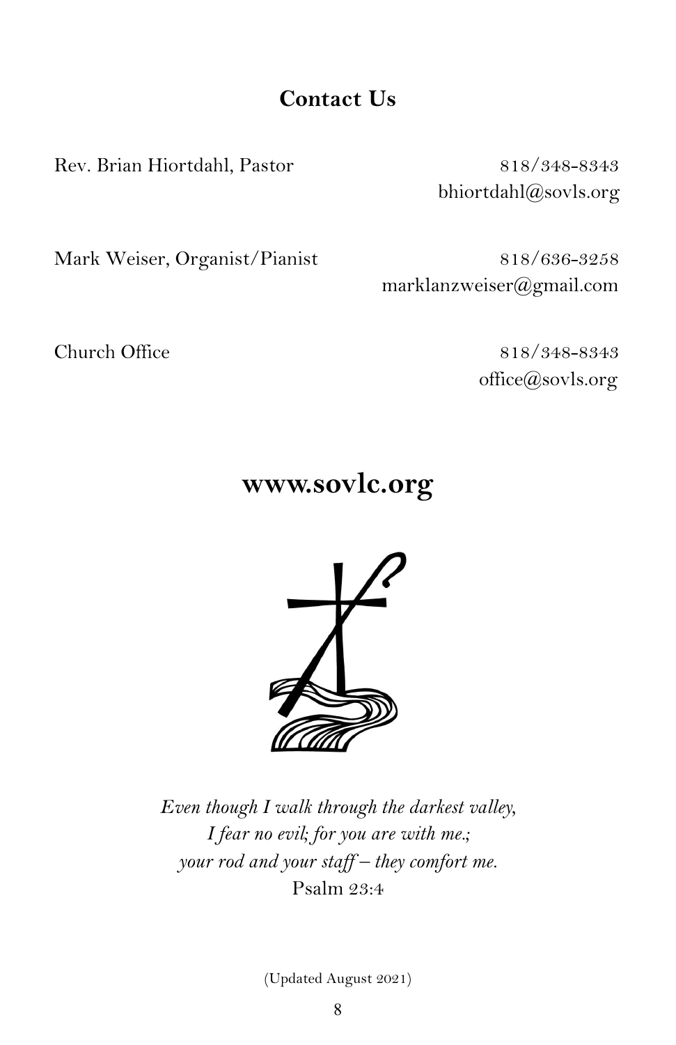## Contact Us

Rev. Brian Hiortdahl, Pastor
818/348-8343
bhiortdahl@sovls.org

Mark Weiser, Organist/Pianist
818/636-3258
marklanzweiser@gmail.com

Church Office
818/348-8343
office@sovls.org

# www.sovlc.org

*Even though I walk through the darkest valley,*
*I fear no evil; for you are with me.;*
*your rod and your staff – they comfort me.*
Psalm 23:4

(Updated August 2021)